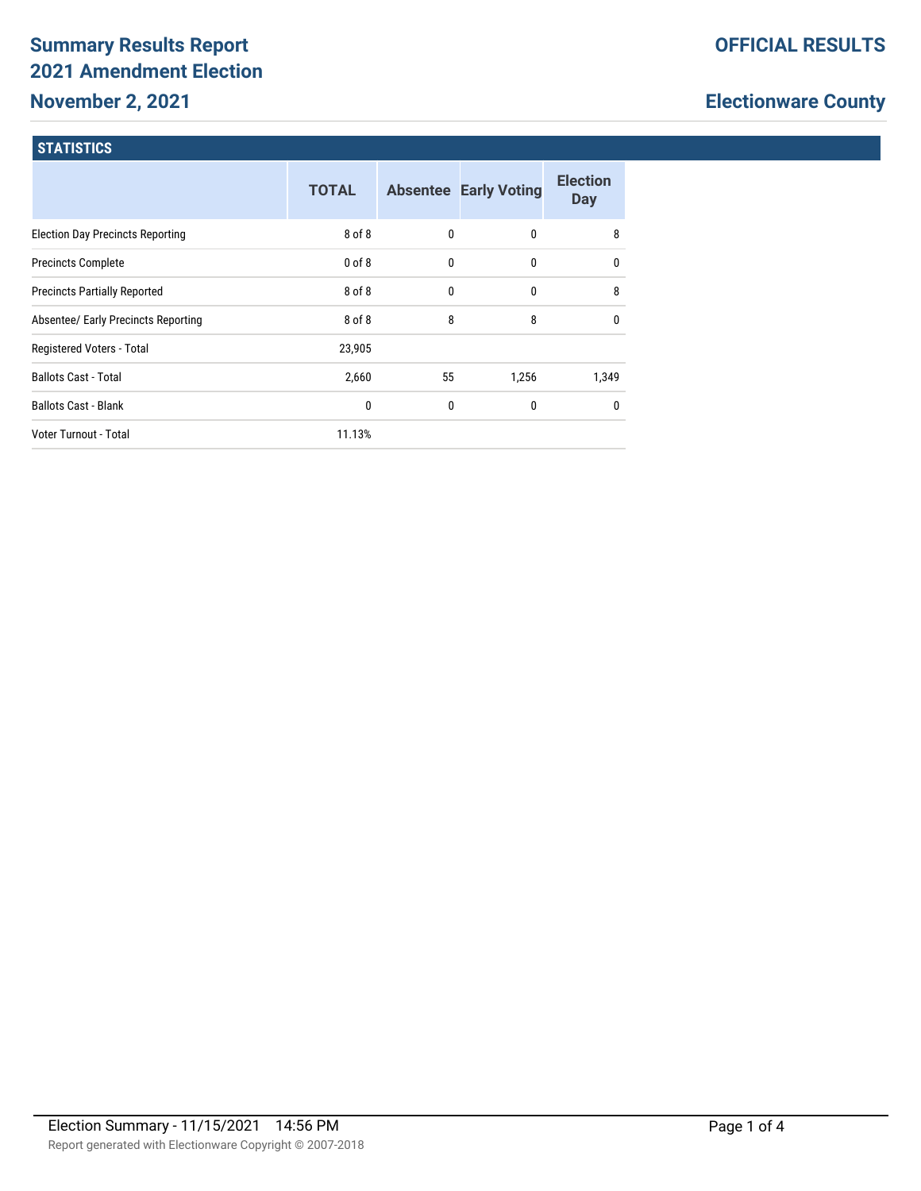# Summary Results Report
# 2021 Amendment Election
# November 2, 2021

**OFFICIAL RESULTS**

**Electionware County**

## STATISTICS

| | TOTAL | Absentee | Early Voting | Election Day |
|---|---|---|---|---|
| Election Day Precincts Reporting | 8 of 8 | 0 | 0 | 8 |
| Precincts Complete | 0 of 8 | 0 | 0 | 0 |
| Precincts Partially Reported | 8 of 8 | 0 | 0 | 8 |
| Absentee/ Early Precincts Reporting | 8 of 8 | 8 | 8 | 0 |
| Registered Voters - Total | 23,905 | | | |
| Ballots Cast - Total | 2,660 | 55 | 1,256 | 1,349 |
| Ballots Cast - Blank | 0 | 0 | 0 | 0 |
| Voter Turnout - Total | 11.13% | | | |

Election Summary - 11/15/2021 14:56 PM

Report generated with Electionware Copyright © 2007-2018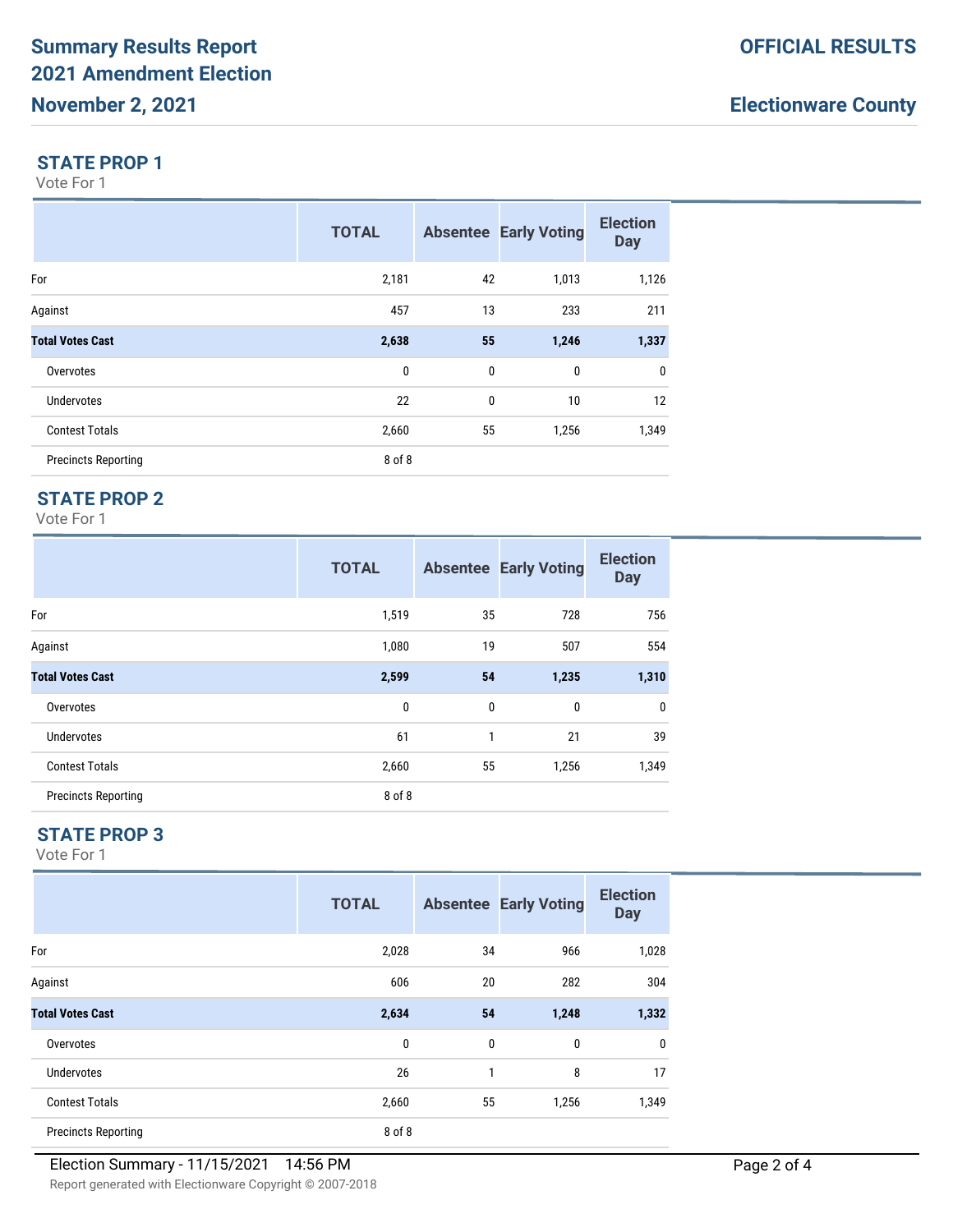# Summary Results Report
## 2021 Amendment Election
## November 2, 2021

**OFFICIAL RESULTS**

**Electionware County**

### STATE PROP 1

Vote For 1

| | TOTAL | Absentee | Early Voting | Election Day |
|---|---|---|---|---|
| For | 2,181 | 42 | 1,013 | 1,126 |
| Against | 457 | 13 | 233 | 211 |
| **Total Votes Cast** | **2,638** | **55** | **1,246** | **1,337** |
| Overvotes | 0 | 0 | 0 | 0 |
| Undervotes | 22 | 0 | 10 | 12 |
| Contest Totals | 2,660 | 55 | 1,256 | 1,349 |
| Precincts Reporting | 8 of 8 | | | |

### STATE PROP 2

Vote For 1

| | TOTAL | Absentee | Early Voting | Election Day |
|---|---|---|---|---|
| For | 1,519 | 35 | 728 | 756 |
| Against | 1,080 | 19 | 507 | 554 |
| **Total Votes Cast** | **2,599** | **54** | **1,235** | **1,310** |
| Overvotes | 0 | 0 | 0 | 0 |
| Undervotes | 61 | 1 | 21 | 39 |
| Contest Totals | 2,660 | 55 | 1,256 | 1,349 |
| Precincts Reporting | 8 of 8 | | | |

### STATE PROP 3

Vote For 1

| | TOTAL | Absentee | Early Voting | Election Day |
|---|---|---|---|---|
| For | 2,028 | 34 | 966 | 1,028 |
| Against | 606 | 20 | 282 | 304 |
| **Total Votes Cast** | **2,634** | **54** | **1,248** | **1,332** |
| Overvotes | 0 | 0 | 0 | 0 |
| Undervotes | 26 | 1 | 8 | 17 |
| Contest Totals | 2,660 | 55 | 1,256 | 1,349 |
| Precincts Reporting | 8 of 8 | | | |

Election Summary - 11/15/2021 14:56 PM

Report generated with Electionware Copyright © 2007-2018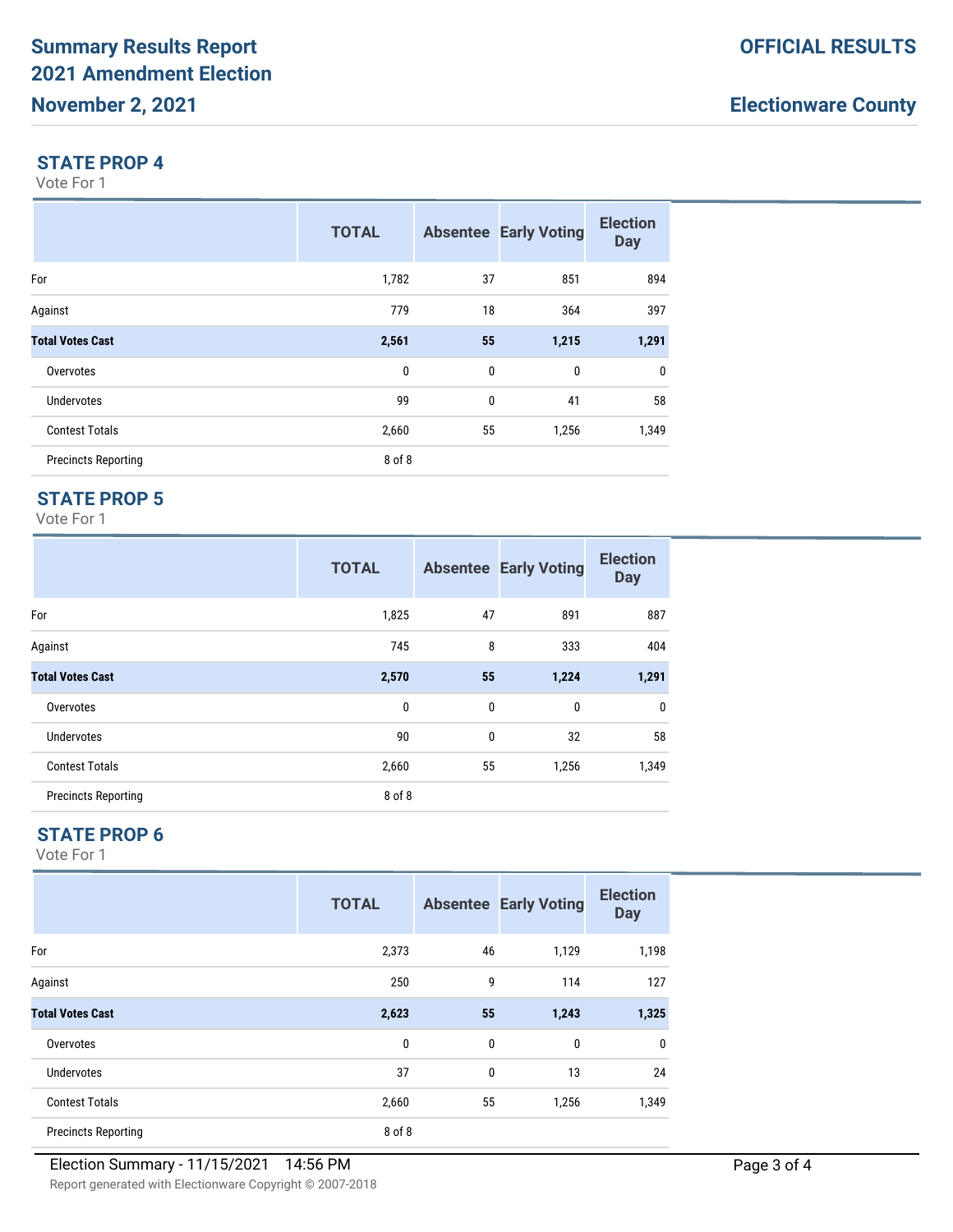# Summary Results Report
# 2021 Amendment Election
# November 2, 2021

**OFFICIAL RESULTS**

**Electionware County**

## STATE PROP 4

Vote For 1

| | TOTAL | Absentee | Early Voting | Election Day |
|---|---|---|---|---|
| For | 1,782 | 37 | 851 | 894 |
| Against | 779 | 18 | 364 | 397 |
| **Total Votes Cast** | **2,561** | **55** | **1,215** | **1,291** |
| Overvotes | 0 | 0 | 0 | 0 |
| Undervotes | 99 | 0 | 41 | 58 |
| Contest Totals | 2,660 | 55 | 1,256 | 1,349 |
| Precincts Reporting | 8 of 8 | | | |

## STATE PROP 5

Vote For 1

| | TOTAL | Absentee | Early Voting | Election Day |
|---|---|---|---|---|
| For | 1,825 | 47 | 891 | 887 |
| Against | 745 | 8 | 333 | 404 |
| **Total Votes Cast** | **2,570** | **55** | **1,224** | **1,291** |
| Overvotes | 0 | 0 | 0 | 0 |
| Undervotes | 90 | 0 | 32 | 58 |
| Contest Totals | 2,660 | 55 | 1,256 | 1,349 |
| Precincts Reporting | 8 of 8 | | | |

## STATE PROP 6

Vote For 1

| | TOTAL | Absentee | Early Voting | Election Day |
|---|---|---|---|---|
| For | 2,373 | 46 | 1,129 | 1,198 |
| Against | 250 | 9 | 114 | 127 |
| **Total Votes Cast** | **2,623** | **55** | **1,243** | **1,325** |
| Overvotes | 0 | 0 | 0 | 0 |
| Undervotes | 37 | 0 | 13 | 24 |
| Contest Totals | 2,660 | 55 | 1,256 | 1,349 |
| Precincts Reporting | 8 of 8 | | | |

Election Summary - 11/15/2021 14:56 PM

Report generated with Electionware Copyright © 2007-2018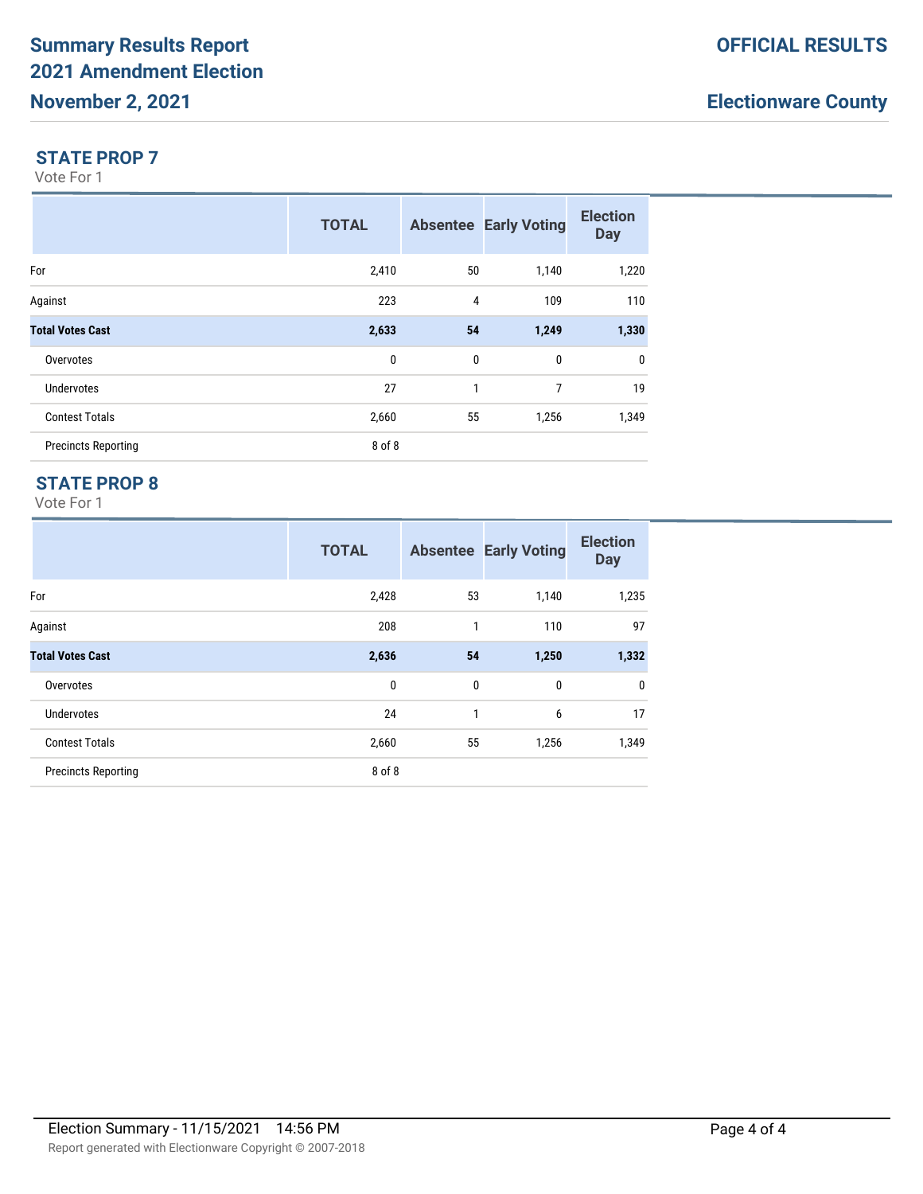# Summary Results Report
# 2021 Amendment Election
# November 2, 2021

**OFFICIAL RESULTS**

**Electionware County**

## STATE PROP 7

Vote For 1

| | TOTAL | Absentee | Early Voting | Election Day |
|---|---|---|---|---|
| For | 2,410 | 50 | 1,140 | 1,220 |
| Against | 223 | 4 | 109 | 110 |
| **Total Votes Cast** | **2,633** | **54** | **1,249** | **1,330** |
| Overvotes | 0 | 0 | 0 | 0 |
| Undervotes | 27 | 1 | 7 | 19 |
| Contest Totals | 2,660 | 55 | 1,256 | 1,349 |
| Precincts Reporting | 8 of 8 | | | |

## STATE PROP 8

Vote For 1

| | TOTAL | Absentee | Early Voting | Election Day |
|---|---|---|---|---|
| For | 2,428 | 53 | 1,140 | 1,235 |
| Against | 208 | 1 | 110 | 97 |
| **Total Votes Cast** | **2,636** | **54** | **1,250** | **1,332** |
| Overvotes | 0 | 0 | 0 | 0 |
| Undervotes | 24 | 1 | 6 | 17 |
| Contest Totals | 2,660 | 55 | 1,256 | 1,349 |
| Precincts Reporting | 8 of 8 | | | |

Election Summary - 11/15/2021 14:56 PM

Report generated with Electionware Copyright © 2007-2018